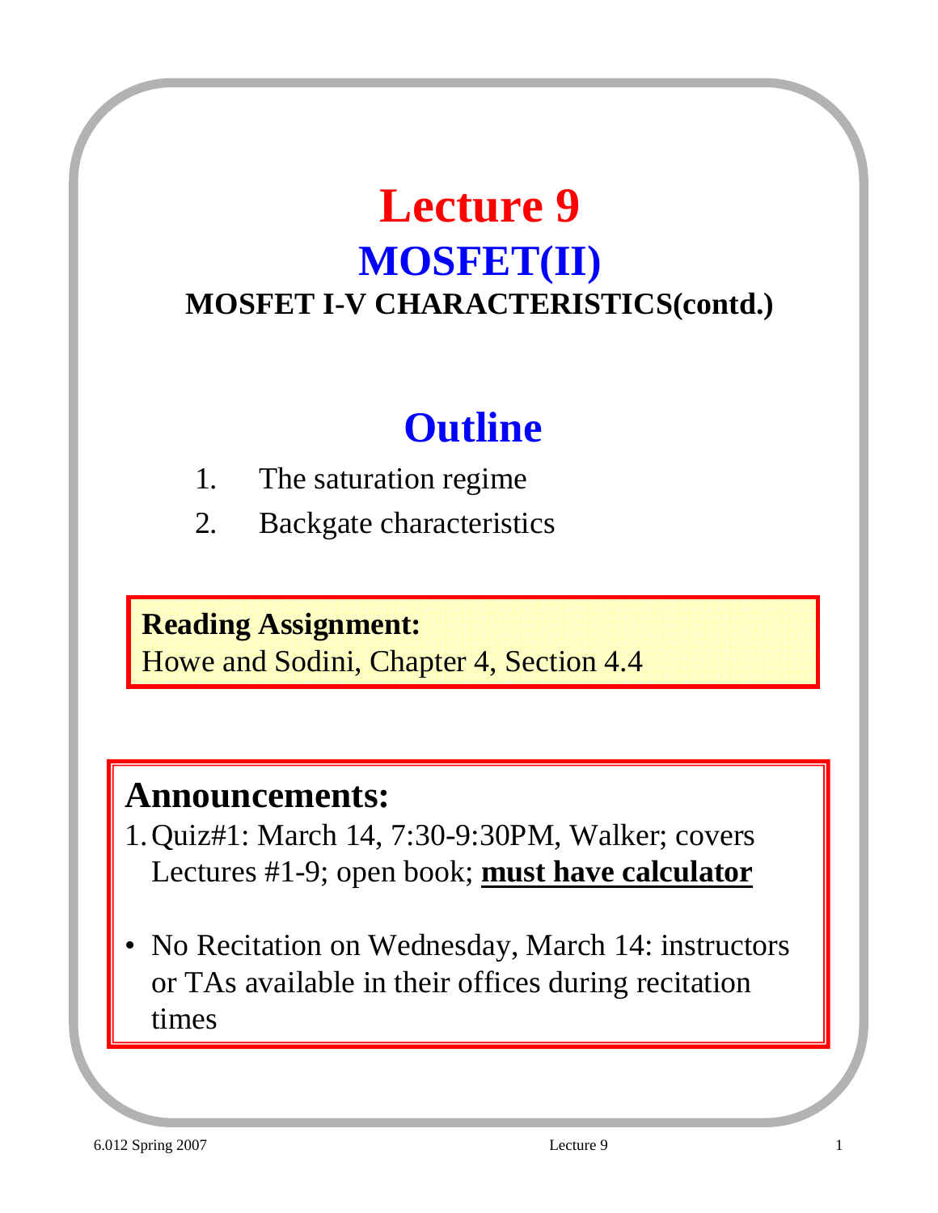# Lecture 9

## MOSFET(II)

### MOSFET I-V CHARACTERISTICS(contd.)

## Outline

1. The saturation regime
2. Backgate characteristics

**Reading Assignment:**
Howe and Sodini, Chapter 4, Section 4.4

**Announcements:**

1. Quiz#1: March 14, 7:30-9:30PM, Walker; covers Lectures #1-9; open book; **must have calculator**

- No Recitation on Wednesday, March 14: instructors or TAs available in their offices during recitation times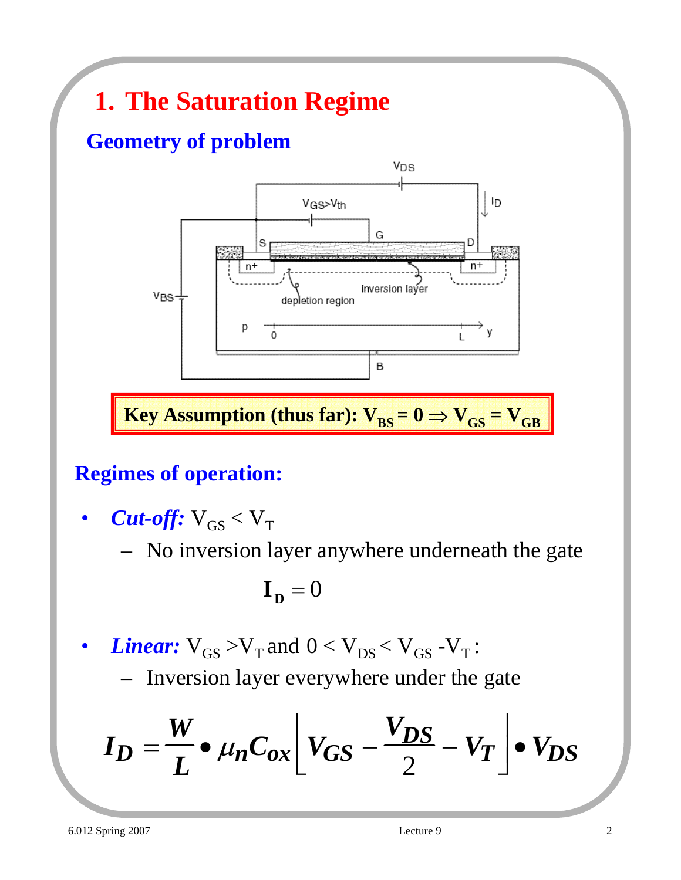# 1. The Saturation Regime

## Geometry of problem

**Key Assumption (thus far): $V_{BS} = 0 \Rightarrow V_{GS} = V_{GB}$**

## Regimes of operation:

- ***Cut-off:*** $V_{GS} < V_T$
  - No inversion layer anywhere underneath the gate

$$\mathbf{I_D} = 0$$

- ***Linear:*** $V_{GS} > V_T$ and $0 < V_{DS} < V_{GS} - V_T$:
  - Inversion layer everywhere under the gate

$$I_D = \frac{W}{L} \bullet \mu_n C_{ox} \left[ V_{GS} - \frac{V_{DS}}{2} - V_T \right] \bullet V_{DS}$$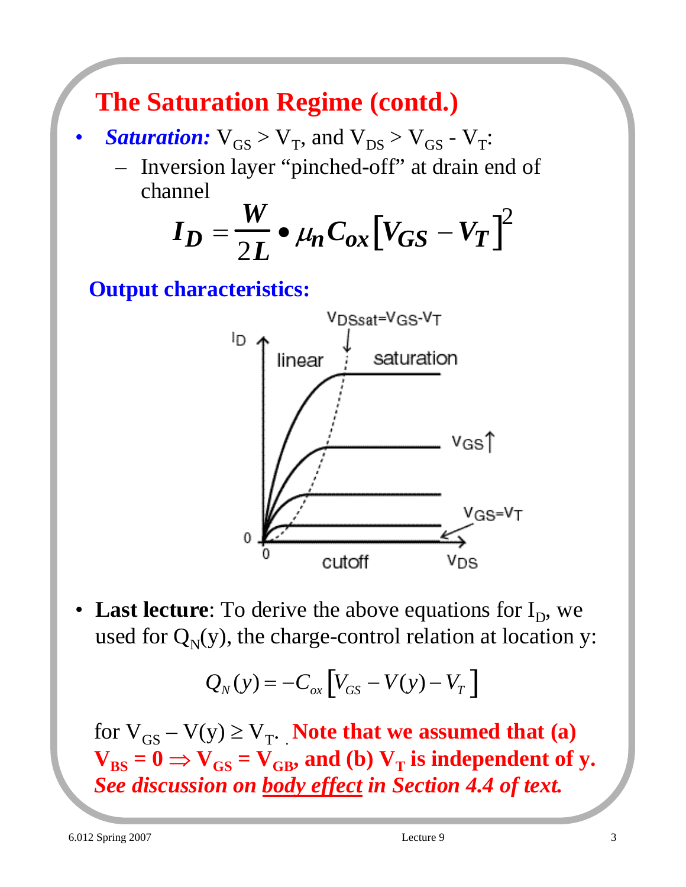# The Saturation Regime (contd.)

- ***Saturation:*** $V_{GS} > V_T$, and $V_{DS} > V_{GS} - V_T$:
  - Inversion layer "pinched-off" at drain end of channel

$$I_D = \frac{W}{2L} \bullet \mu_n C_{ox} \left[ V_{GS} - V_T \right]^2$$

**Output characteristics:**

- **Last lecture**: To derive the above equations for $I_D$, we used for $Q_N(y)$, the charge-control relation at location y:

$$Q_N(y) = -C_{ox} \left[ V_{GS} - V(y) - V_T \right]$$

for $V_{GS} - V(y) \geq V_T$. **Note that we assumed that (a) $V_{BS} = 0 \Rightarrow V_{GS} = V_{GB}$, and (b) $V_T$ is independent of y.** ***See discussion on body effect in Section 4.4 of text.***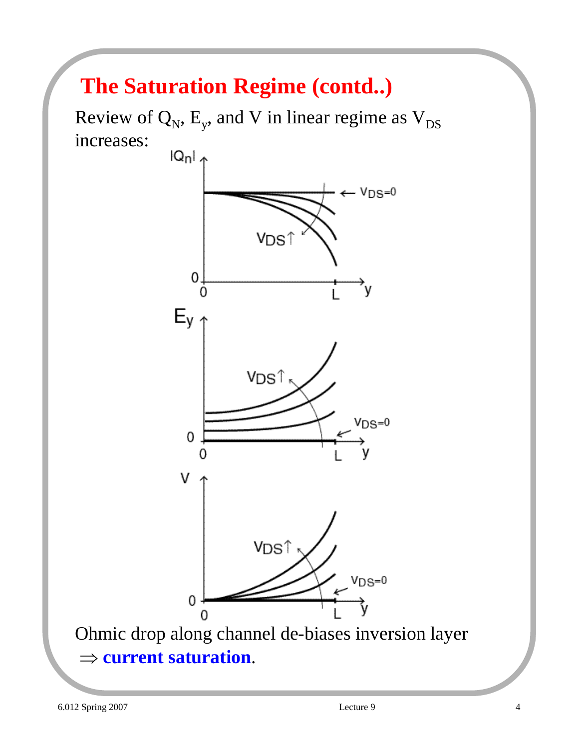# The Saturation Regime (contd..)

Review of $Q_N$, $E_y$, and $V$ in linear regime as $V_{DS}$ increases:

Ohmic drop along channel de-biases inversion layer

$\Rightarrow$ **current saturation**.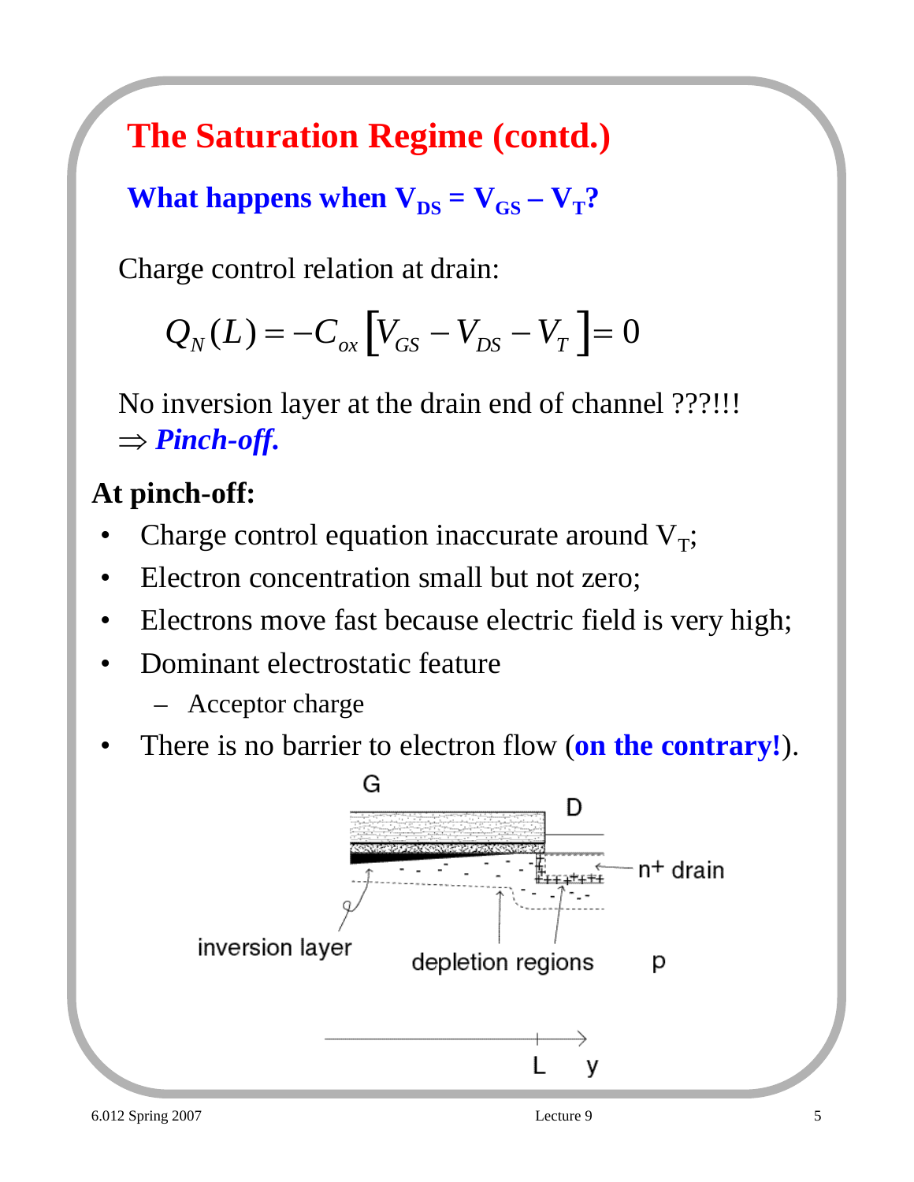# The Saturation Regime (contd.)

**What happens when $V_{DS} = V_{GS} - V_T$?**

Charge control relation at drain:

$$Q_N(L) = -C_{ox}\left[V_{GS} - V_{DS} - V_T\right] = 0$$

No inversion layer at the drain end of channel ???!!!
$\Rightarrow$ ***Pinch-off.***

**At pinch-off:**

- Charge control equation inaccurate around $V_T$;
- Electron concentration small but not zero;
- Electrons move fast because electric field is very high;
- Dominant electrostatic feature
  - Acceptor charge
- There is no barrier to electron flow (**on the contrary!**).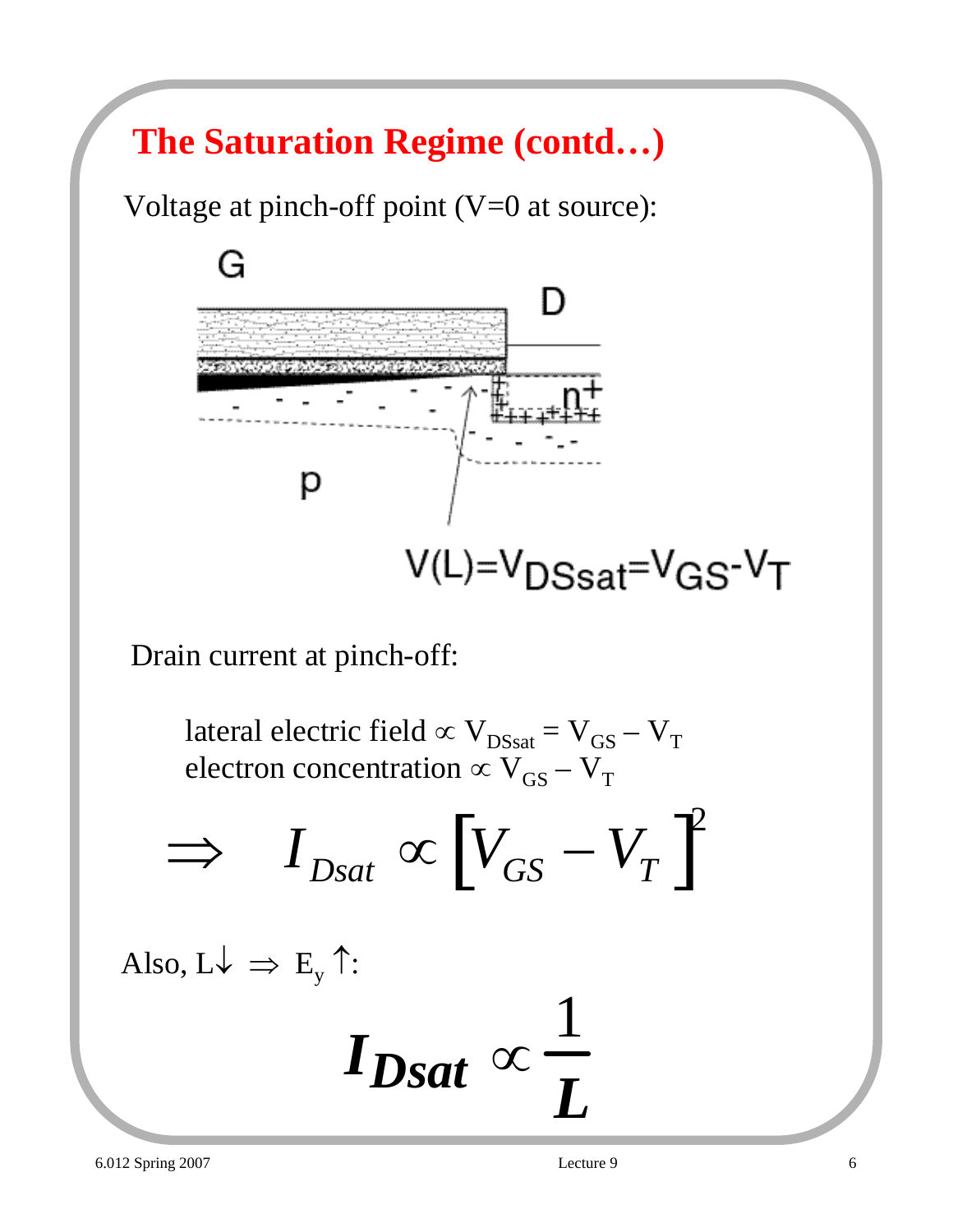# The Saturation Regime (contd…)

Voltage at pinch-off point (V=0 at source):

$$V(L) = V_{DSsat} = V_{GS} - V_T$$

Drain current at pinch-off:

lateral electric field $\propto V_{DSsat} = V_{GS} - V_T$
electron concentration $\propto V_{GS} - V_T$

$$\Rightarrow \quad I_{Dsat} \propto \left[V_{GS} - V_T\right]^2$$

Also, $L\downarrow \Rightarrow E_y\uparrow$:

$$I_{Dsat} \propto \frac{1}{L}$$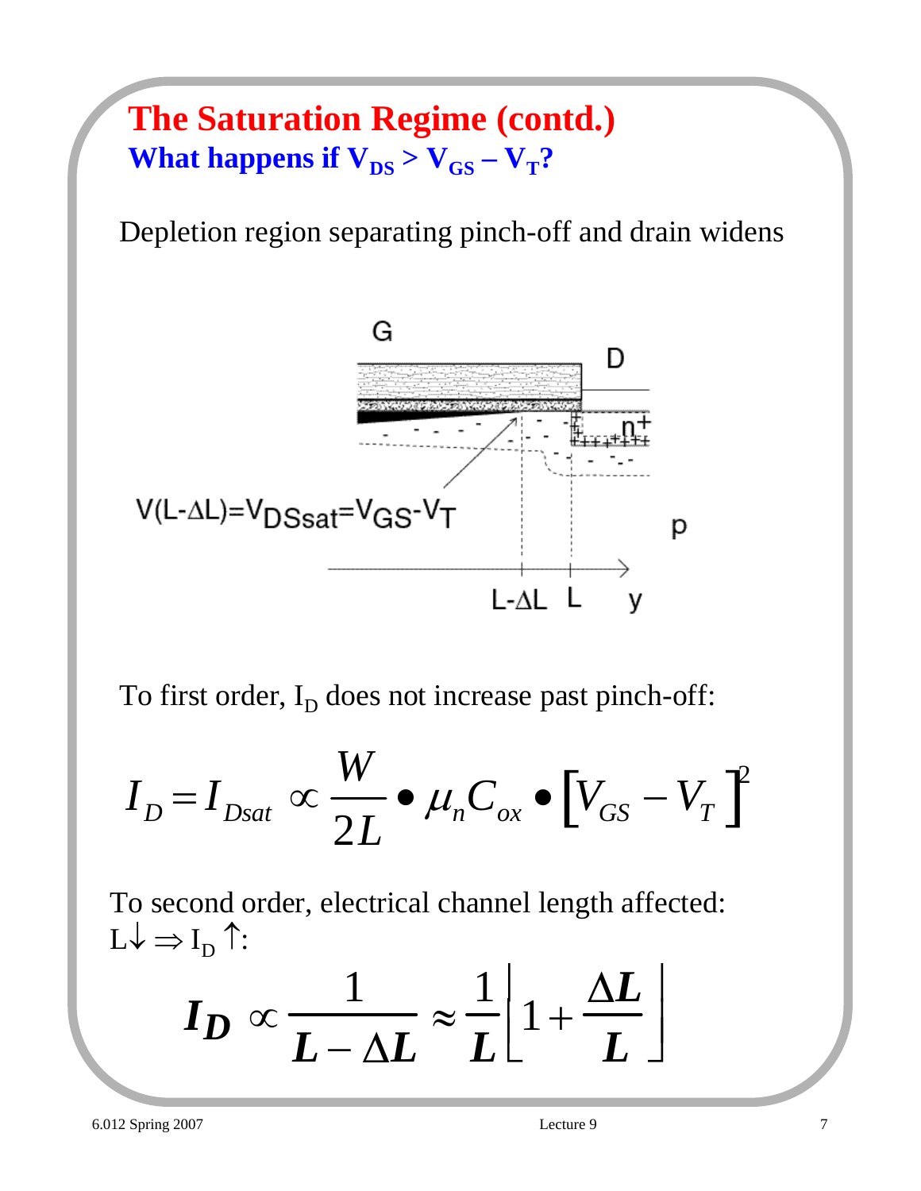# The Saturation Regime (contd.)

## What happens if $V_{DS} > V_{GS} - V_T$?

Depletion region separating pinch-off and drain widens

$V(L-\Delta L) = V_{DSsat} = V_{GS} - V_T$

To first order, $I_D$ does not increase past pinch-off:

$$I_D = I_{Dsat} \propto \frac{W}{2L} \bullet \mu_n C_{ox} \bullet \left[V_{GS} - V_T\right]^2$$

To second order, electrical channel length affected:
$L\downarrow \Rightarrow I_D \uparrow$:

$$I_D \propto \frac{1}{L - \Delta L} \approx \frac{1}{L}\left[1 + \frac{\Delta L}{L}\right]$$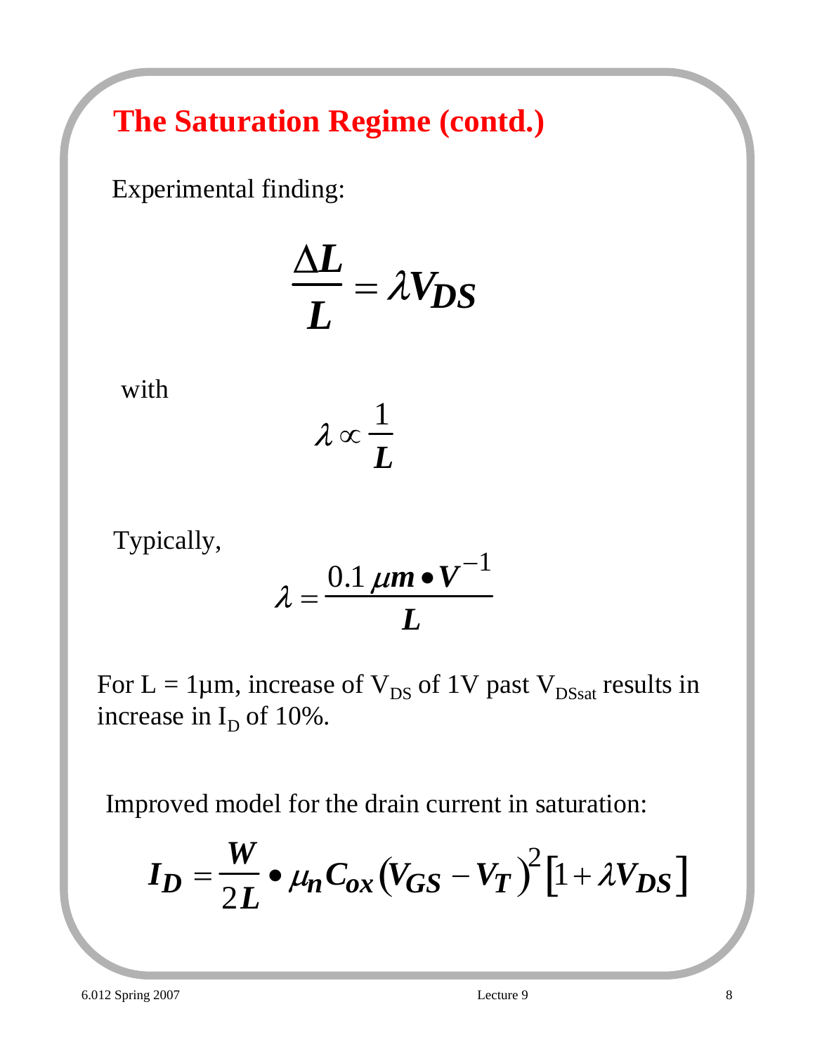## The Saturation Regime (contd.)

Experimental finding:

$$\frac{\Delta L}{L} = \lambda V_{DS}$$

with

$$\lambda \propto \frac{1}{L}$$

Typically,

$$\lambda = \frac{0.1\, \mu m \bullet V^{-1}}{L}$$

For L = 1μm, increase of $V_{DS}$ of 1V past $V_{DSsat}$ results in increase in $I_D$ of 10%.

Improved model for the drain current in saturation:

$$I_D = \frac{W}{2L} \bullet \mu_n C_{ox} (V_{GS} - V_T)^2 [1 + \lambda V_{DS}]$$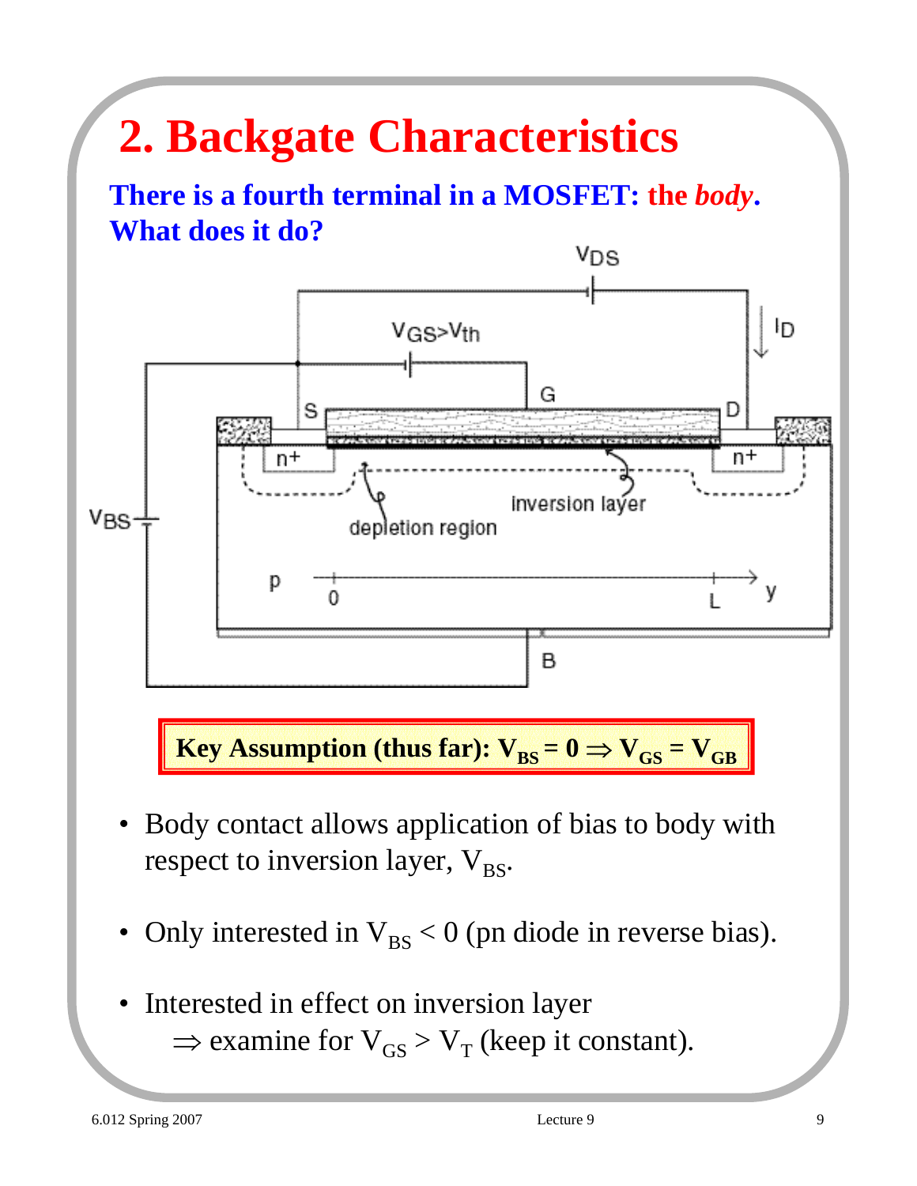# 2. Backgate Characteristics

**There is a fourth terminal in a MOSFET: the *body*. What does it do?**

**Key Assumption (thus far): $V_{BS} = 0 \Rightarrow V_{GS} = V_{GB}$**

- Body contact allows application of bias to body with respect to inversion layer, $V_{BS}$.
- Only interested in $V_{BS} < 0$ (pn diode in reverse bias).
- Interested in effect on inversion layer
  $\Rightarrow$ examine for $V_{GS} > V_T$ (keep it constant).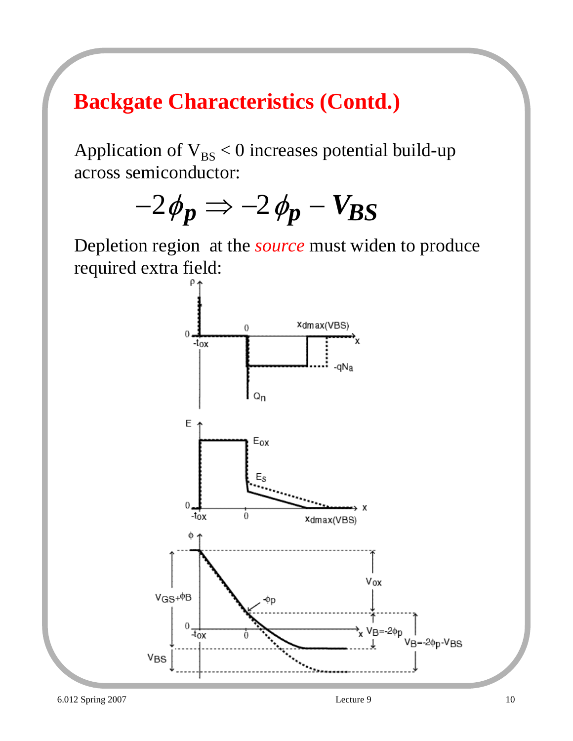# Backgate Characteristics (Contd.)

Application of $V_{BS} < 0$ increases potential build-up across semiconductor:

$$-2\phi_p \Rightarrow -2\phi_p - V_{BS}$$

Depletion region at the *source* must widen to produce required extra field: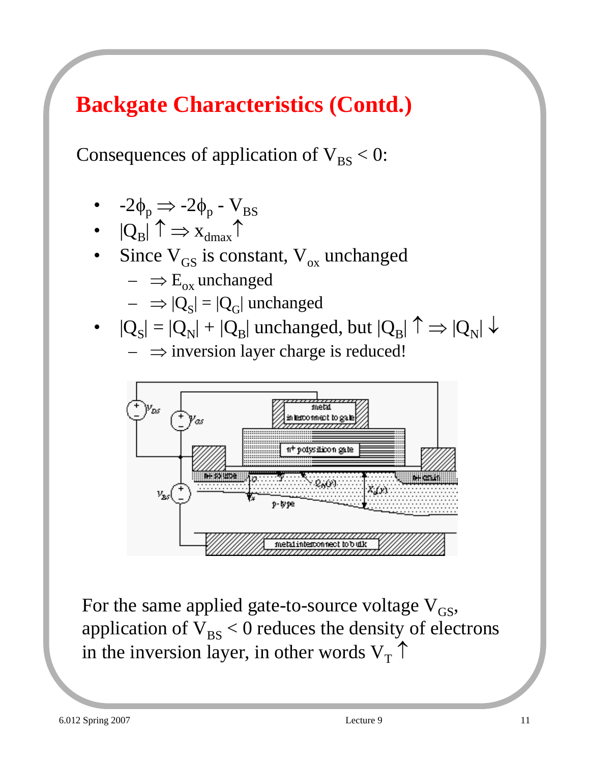# Backgate Characteristics (Contd.)

Consequences of application of $V_{BS} < 0$:

- $-2\phi_p \Rightarrow -2\phi_p - V_{BS}$
- $|Q_B| \uparrow \Rightarrow x_{dmax} \uparrow$
- Since $V_{GS}$ is constant, $V_{ox}$ unchanged
  - $\Rightarrow E_{ox}$ unchanged
  - $\Rightarrow |Q_S| = |Q_G|$ unchanged
- $|Q_S| = |Q_N| + |Q_B|$ unchanged, but $|Q_B| \uparrow \Rightarrow |Q_N| \downarrow$
  - $\Rightarrow$ inversion layer charge is reduced!

For the same applied gate-to-source voltage $V_{GS}$, application of $V_{BS} < 0$ reduces the density of electrons in the inversion layer, in other words $V_T \uparrow$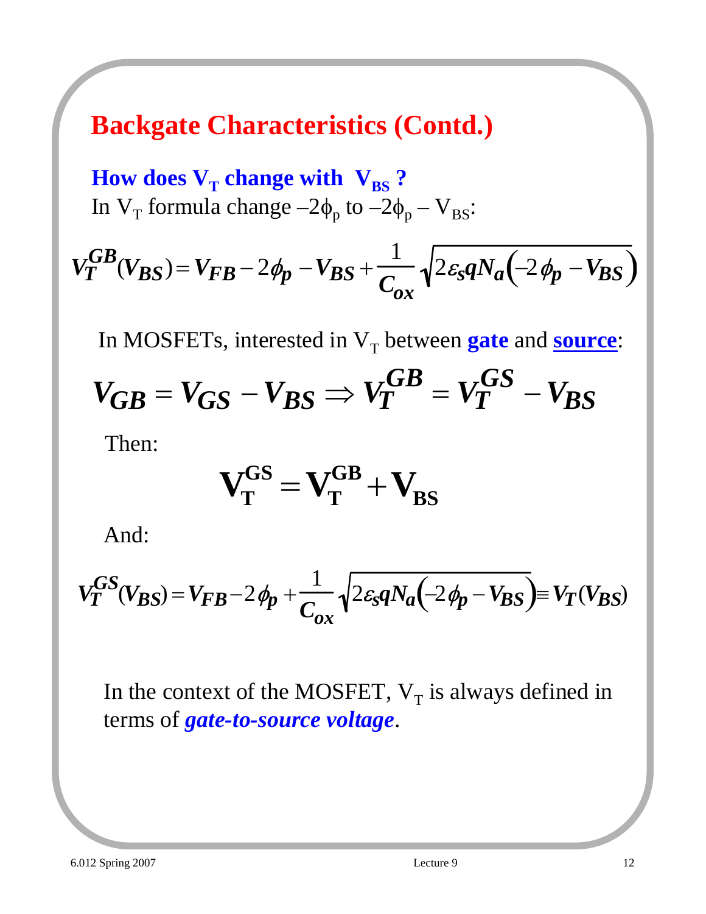## Backgate Characteristics (Contd.)

### How does $V_T$ change with $V_{BS}$?

In $V_T$ formula change $-2\phi_p$ to $-2\phi_p - V_{BS}$:

$$V_T^{GB}(V_{BS}) = V_{FB} - 2\phi_p - V_{BS} + \frac{1}{C_{ox}}\sqrt{2\varepsilon_s q N_a\left(-2\phi_p - V_{BS}\right)}$$

In MOSFETs, interested in $V_T$ between **gate** and **source**:

$$V_{GB} = V_{GS} - V_{BS} \Rightarrow V_T^{GB} = V_T^{GS} - V_{BS}$$

Then:

$$\mathbf{V_T^{GS} = V_T^{GB} + V_{BS}}$$

And:

$$V_T^{GS}(V_{BS}) = V_{FB} - 2\phi_p + \frac{1}{C_{ox}}\sqrt{2\varepsilon_s q N_a\left(-2\phi_p - V_{BS}\right)} \equiv V_T(V_{BS})$$

In the context of the MOSFET, $V_T$ is always defined in terms of ***gate-to-source voltage***.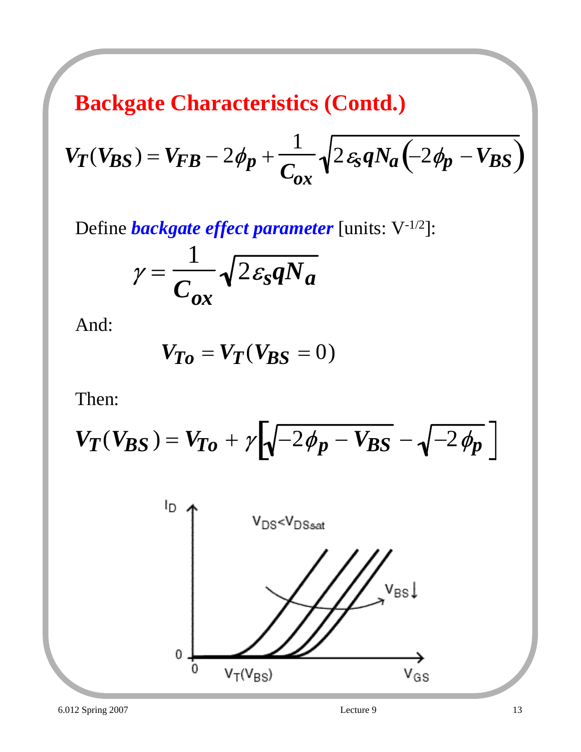# Backgate Characteristics (Contd.)

$$V_T(V_{BS}) = V_{FB} - 2\phi_p + \frac{1}{C_{ox}}\sqrt{2\varepsilon_s q N_a\left(-2\phi_p - V_{BS}\right)}$$

Define ***backgate effect parameter*** [units: $V^{-1/2}$]:

$$\gamma = \frac{1}{C_{ox}}\sqrt{2\varepsilon_s q N_a}$$

And:

$$V_{To} = V_T(V_{BS} = 0)$$

Then:

$$V_T(V_{BS}) = V_{To} + \gamma\left[\sqrt{-2\phi_p - V_{BS}} - \sqrt{-2\phi_p}\right]$$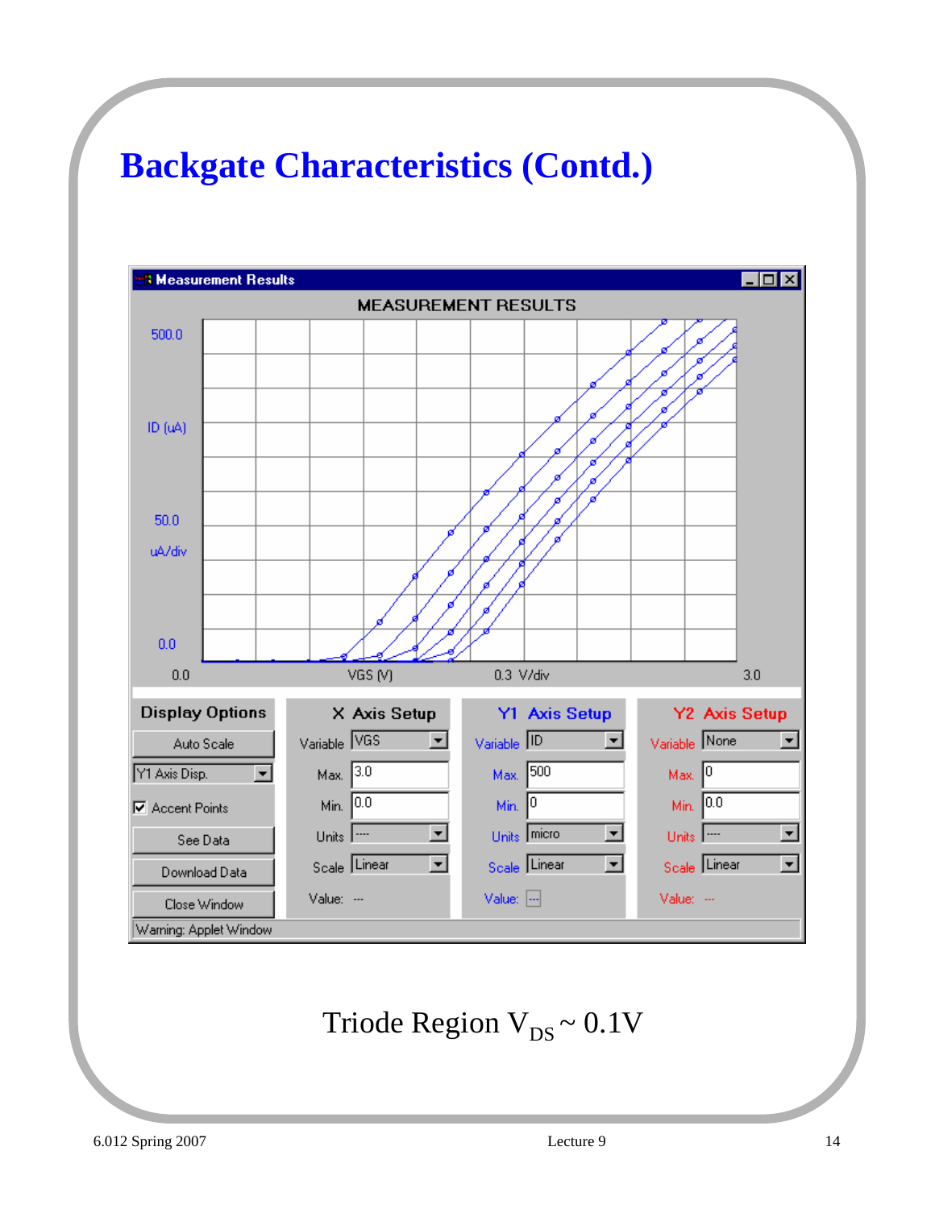# Backgate Characteristics (Contd.)

Triode Region $V_{DS} \sim 0.1V$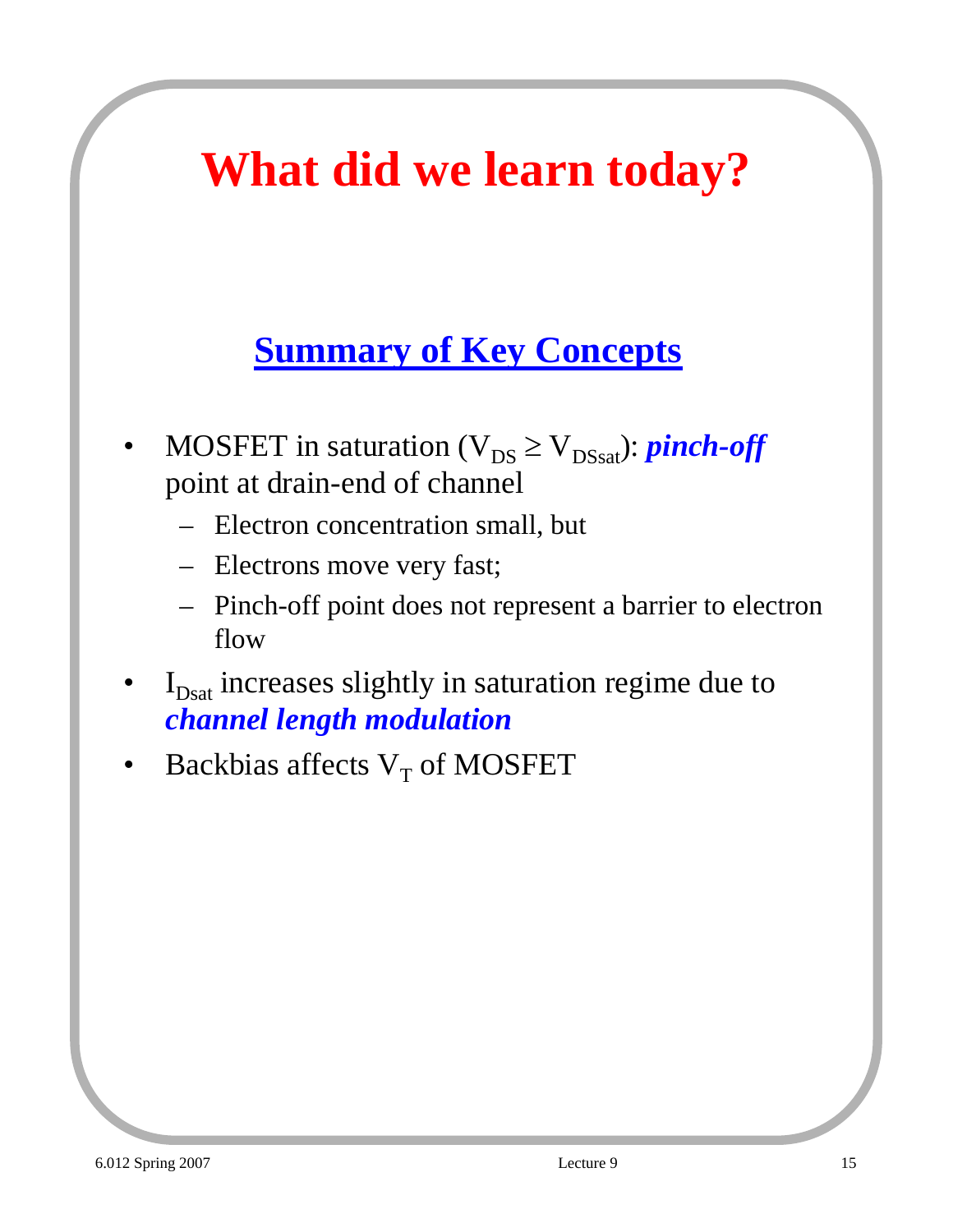# What did we learn today?

## Summary of Key Concepts

- MOSFET in saturation ($V_{DS} \geq V_{DSsat}$): ***pinch-off*** point at drain-end of channel
  - Electron concentration small, but
  - Electrons move very fast;
  - Pinch-off point does not represent a barrier to electron flow
- $I_{Dsat}$ increases slightly in saturation regime due to ***channel length modulation***
- Backbias affects $V_T$ of MOSFET